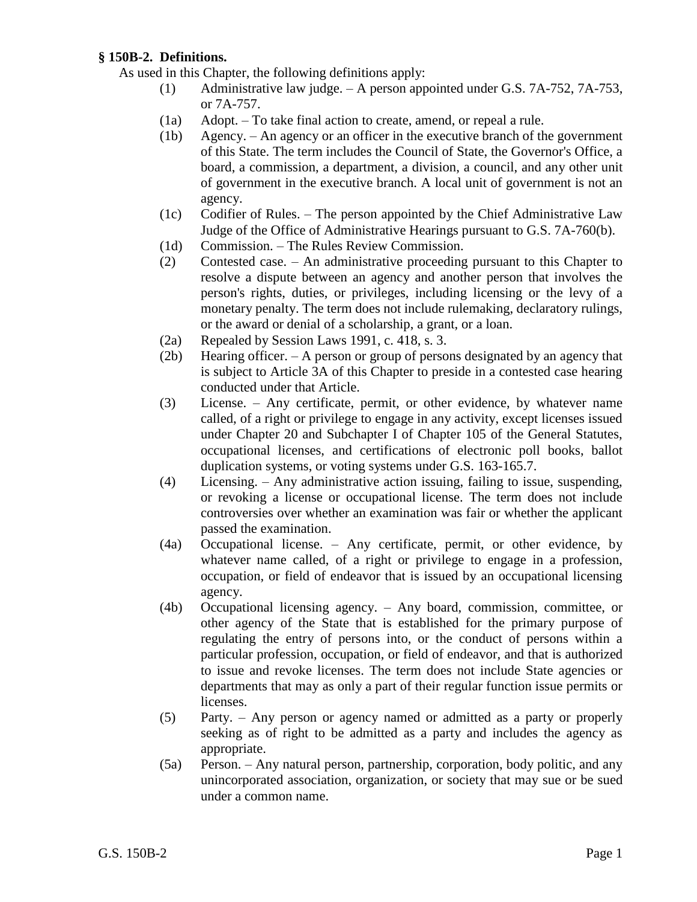**§ 150B-2. Definitions.**

As used in this Chapter, the following definitions apply:

(1) Administrative law judge. – A person appointed under G.S. 7A-752, 7A-753, or 7A-757.

(1a) Adopt. – To take final action to create, amend, or repeal a rule.

(1b) Agency. – An agency or an officer in the executive branch of the government of this State. The term includes the Council of State, the Governor's Office, a board, a commission, a department, a division, a council, and any other unit of government in the executive branch. A local unit of government is not an agency.

(1c) Codifier of Rules. – The person appointed by the Chief Administrative Law Judge of the Office of Administrative Hearings pursuant to G.S. 7A-760(b).

(1d) Commission. – The Rules Review Commission.

(2) Contested case. – An administrative proceeding pursuant to this Chapter to resolve a dispute between an agency and another person that involves the person's rights, duties, or privileges, including licensing or the levy of a monetary penalty. The term does not include rulemaking, declaratory rulings, or the award or denial of a scholarship, a grant, or a loan.

(2a) Repealed by Session Laws 1991, c. 418, s. 3.

(2b) Hearing officer. – A person or group of persons designated by an agency that is subject to Article 3A of this Chapter to preside in a contested case hearing conducted under that Article.

(3) License. – Any certificate, permit, or other evidence, by whatever name called, of a right or privilege to engage in any activity, except licenses issued under Chapter 20 and Subchapter I of Chapter 105 of the General Statutes, occupational licenses, and certifications of electronic poll books, ballot duplication systems, or voting systems under G.S. 163-165.7.

(4) Licensing. – Any administrative action issuing, failing to issue, suspending, or revoking a license or occupational license. The term does not include controversies over whether an examination was fair or whether the applicant passed the examination.

(4a) Occupational license. – Any certificate, permit, or other evidence, by whatever name called, of a right or privilege to engage in a profession, occupation, or field of endeavor that is issued by an occupational licensing agency.

(4b) Occupational licensing agency. – Any board, commission, committee, or other agency of the State that is established for the primary purpose of regulating the entry of persons into, or the conduct of persons within a particular profession, occupation, or field of endeavor, and that is authorized to issue and revoke licenses. The term does not include State agencies or departments that may as only a part of their regular function issue permits or licenses.

(5) Party. – Any person or agency named or admitted as a party or properly seeking as of right to be admitted as a party and includes the agency as appropriate.

(5a) Person. – Any natural person, partnership, corporation, body politic, and any unincorporated association, organization, or society that may sue or be sued under a common name.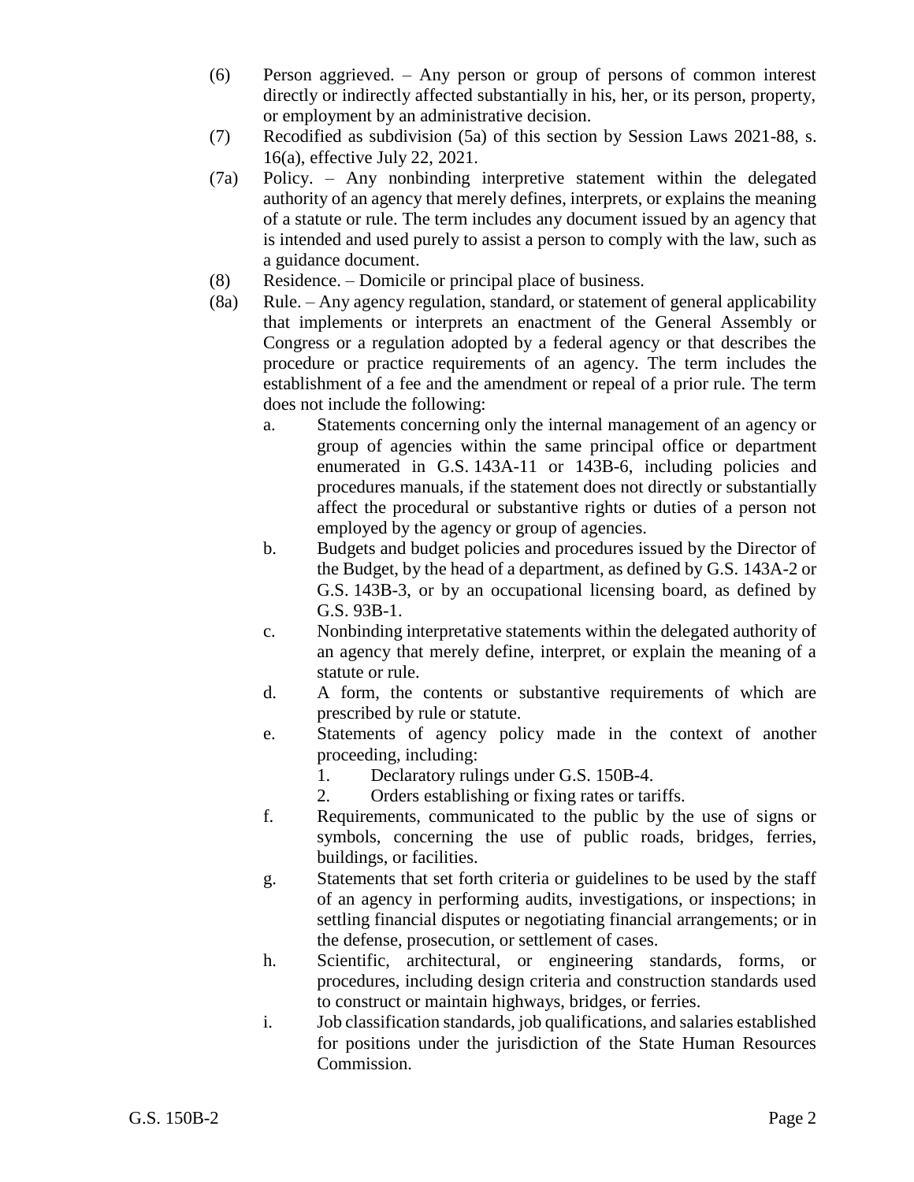(6) Person aggrieved. – Any person or group of persons of common interest directly or indirectly affected substantially in his, her, or its person, property, or employment by an administrative decision.

(7) Recodified as subdivision (5a) of this section by Session Laws 2021-88, s. 16(a), effective July 22, 2021.

(7a) Policy. – Any nonbinding interpretive statement within the delegated authority of an agency that merely defines, interprets, or explains the meaning of a statute or rule. The term includes any document issued by an agency that is intended and used purely to assist a person to comply with the law, such as a guidance document.

(8) Residence. – Domicile or principal place of business.

(8a) Rule. – Any agency regulation, standard, or statement of general applicability that implements or interprets an enactment of the General Assembly or Congress or a regulation adopted by a federal agency or that describes the procedure or practice requirements of an agency. The term includes the establishment of a fee and the amendment or repeal of a prior rule. The term does not include the following:

  a. Statements concerning only the internal management of an agency or group of agencies within the same principal office or department enumerated in G.S. 143A-11 or 143B-6, including policies and procedures manuals, if the statement does not directly or substantially affect the procedural or substantive rights or duties of a person not employed by the agency or group of agencies.

  b. Budgets and budget policies and procedures issued by the Director of the Budget, by the head of a department, as defined by G.S. 143A-2 or G.S. 143B-3, or by an occupational licensing board, as defined by G.S. 93B-1.

  c. Nonbinding interpretative statements within the delegated authority of an agency that merely define, interpret, or explain the meaning of a statute or rule.

  d. A form, the contents or substantive requirements of which are prescribed by rule or statute.

  e. Statements of agency policy made in the context of another proceeding, including:

    1. Declaratory rulings under G.S. 150B-4.

    2. Orders establishing or fixing rates or tariffs.

  f. Requirements, communicated to the public by the use of signs or symbols, concerning the use of public roads, bridges, ferries, buildings, or facilities.

  g. Statements that set forth criteria or guidelines to be used by the staff of an agency in performing audits, investigations, or inspections; in settling financial disputes or negotiating financial arrangements; or in the defense, prosecution, or settlement of cases.

  h. Scientific, architectural, or engineering standards, forms, or procedures, including design criteria and construction standards used to construct or maintain highways, bridges, or ferries.

  i. Job classification standards, job qualifications, and salaries established for positions under the jurisdiction of the State Human Resources Commission.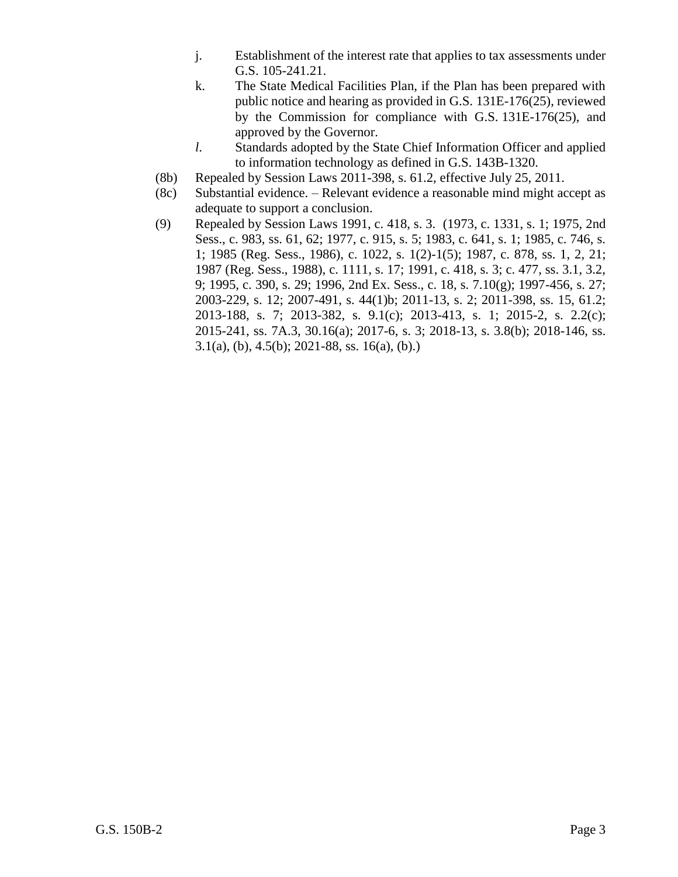j. Establishment of the interest rate that applies to tax assessments under G.S. 105-241.21.

k. The State Medical Facilities Plan, if the Plan has been prepared with public notice and hearing as provided in G.S. 131E-176(25), reviewed by the Commission for compliance with G.S. 131E-176(25), and approved by the Governor.

*l.* Standards adopted by the State Chief Information Officer and applied to information technology as defined in G.S. 143B-1320.

(8b) Repealed by Session Laws 2011-398, s. 61.2, effective July 25, 2011.

(8c) Substantial evidence. – Relevant evidence a reasonable mind might accept as adequate to support a conclusion.

(9) Repealed by Session Laws 1991, c. 418, s. 3. (1973, c. 1331, s. 1; 1975, 2nd Sess., c. 983, ss. 61, 62; 1977, c. 915, s. 5; 1983, c. 641, s. 1; 1985, c. 746, s. 1; 1985 (Reg. Sess., 1986), c. 1022, s. 1(2)-1(5); 1987, c. 878, ss. 1, 2, 21; 1987 (Reg. Sess., 1988), c. 1111, s. 17; 1991, c. 418, s. 3; c. 477, ss. 3.1, 3.2, 9; 1995, c. 390, s. 29; 1996, 2nd Ex. Sess., c. 18, s. 7.10(g); 1997-456, s. 27; 2003-229, s. 12; 2007-491, s. 44(1)b; 2011-13, s. 2; 2011-398, ss. 15, 61.2; 2013-188, s. 7; 2013-382, s. 9.1(c); 2013-413, s. 1; 2015-2, s. 2.2(c); 2015-241, ss. 7A.3, 30.16(a); 2017-6, s. 3; 2018-13, s. 3.8(b); 2018-146, ss. 3.1(a), (b), 4.5(b); 2021-88, ss. 16(a), (b).)